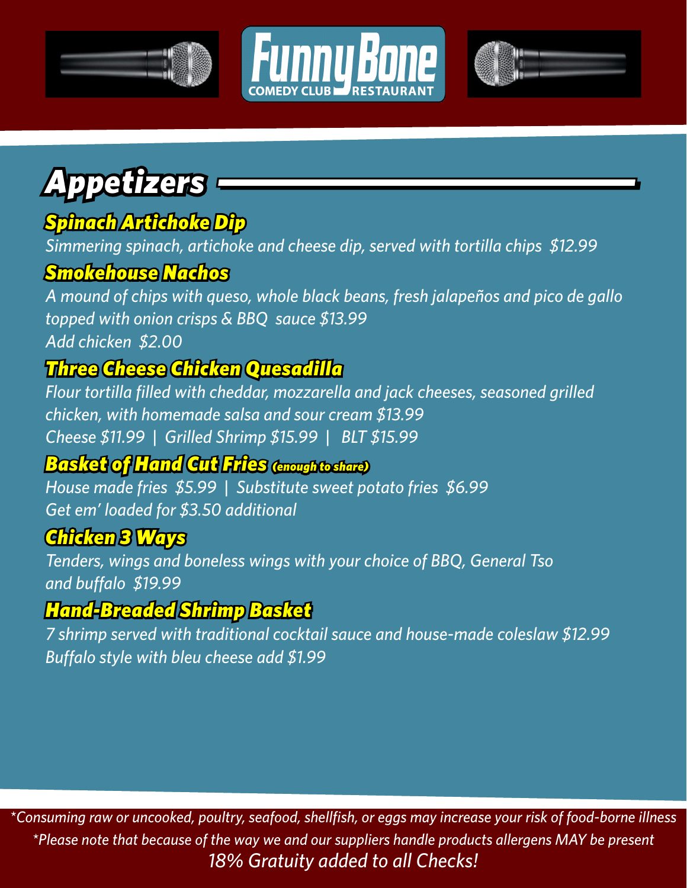# Funny Bone
COMEDY CLUB RESTAURANT

## Appetizers

### Spinach Artichoke Dip
*Simmering spinach, artichoke and cheese dip, served with tortilla chips $12.99*

### Smokehouse Nachos
*A mound of chips with queso, whole black beans, fresh jalapeños and pico de gallo topped with onion crisps & BBQ sauce $13.99*
*Add chicken $2.00*

### Three Cheese Chicken Quesadilla
*Flour tortilla filled with cheddar, mozzarella and jack cheeses, seasoned grilled chicken, with homemade salsa and sour cream $13.99*
*Cheese $11.99 | Grilled Shrimp $15.99 | BLT $15.99*

### Basket of Hand Cut Fries *(enough to share)*
*House made fries $5.99 | Substitute sweet potato fries $6.99*
*Get em' loaded for $3.50 additional*

### Chicken 3 Ways
*Tenders, wings and boneless wings with your choice of BBQ, General Tso and buffalo $19.99*

### Hand-Breaded Shrimp Basket
*7 shrimp served with traditional cocktail sauce and house-made coleslaw $12.99*
*Buffalo style with bleu cheese add $1.99*

*\*Consuming raw or uncooked, poultry, seafood, shellfish, or eggs may increase your risk of food-borne illness*
*\*Please note that because of the way we and our suppliers handle products allergens MAY be present*
*18% Gratuity added to all Checks!*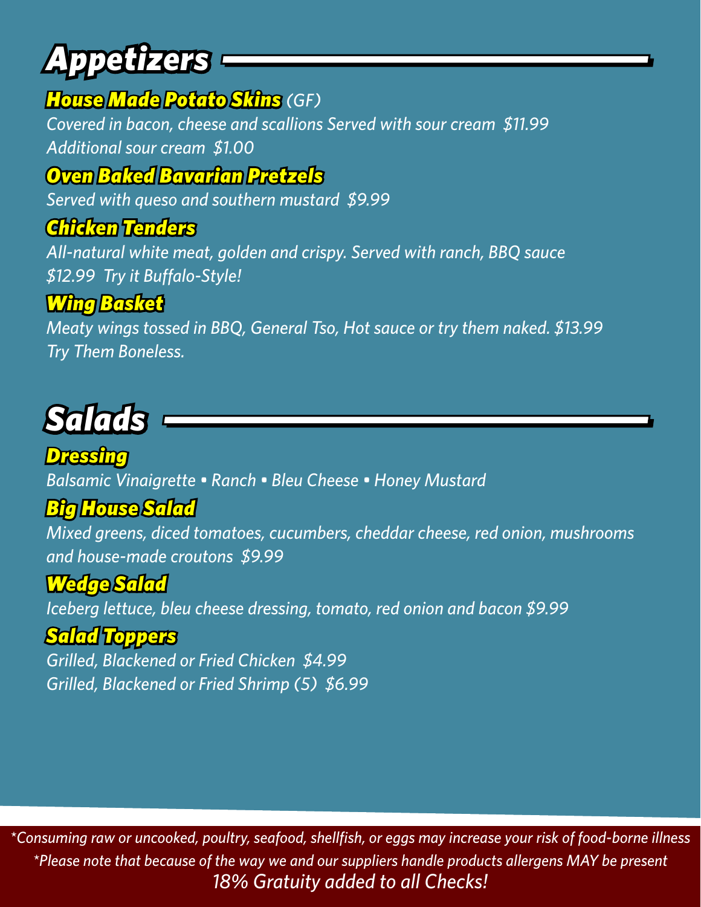# Appetizers

### House Made Potato Skins *(GF)*

*Covered in bacon, cheese and scallions Served with sour cream $11.99*
*Additional sour cream $1.00*

### Oven Baked Bavarian Pretzels

*Served with queso and southern mustard $9.99*

### Chicken Tenders

*All-natural white meat, golden and crispy. Served with ranch, BBQ sauce $12.99 Try it Buffalo-Style!*

### Wing Basket

*Meaty wings tossed in BBQ, General Tso, Hot sauce or try them naked. $13.99*
*Try Them Boneless.*

# Salads

### Dressing

*Balsamic Vinaigrette • Ranch • Bleu Cheese • Honey Mustard*

### Big House Salad

*Mixed greens, diced tomatoes, cucumbers, cheddar cheese, red onion, mushrooms and house-made croutons $9.99*

### Wedge Salad

*Iceberg lettuce, bleu cheese dressing, tomato, red onion and bacon $9.99*

### Salad Toppers

*Grilled, Blackened or Fried Chicken $4.99*
*Grilled, Blackened or Fried Shrimp (5) $6.99*

*\*Consuming raw or uncooked, poultry, seafood, shellfish, or eggs may increase your risk of food-borne illness*
*\*Please note that because of the way we and our suppliers handle products allergens MAY be present*
*18% Gratuity added to all Checks!*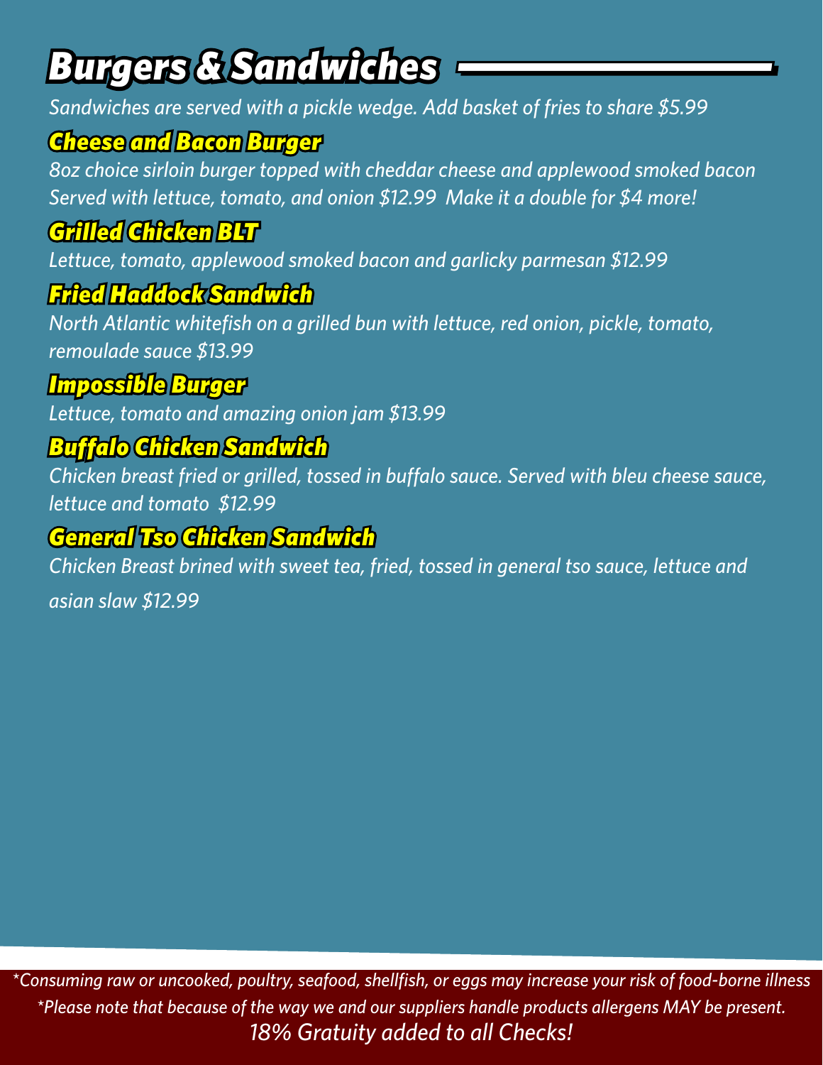# Burgers & Sandwiches

*Sandwiches are served with a pickle wedge. Add basket of fries to share $5.99*

## Cheese and Bacon Burger

*8oz choice sirloin burger topped with cheddar cheese and applewood smoked bacon Served with lettuce, tomato, and onion $12.99 Make it a double for $4 more!*

## Grilled Chicken BLT

*Lettuce, tomato, applewood smoked bacon and garlicky parmesan $12.99*

## Fried Haddock Sandwich

*North Atlantic whitefish on a grilled bun with lettuce, red onion, pickle, tomato, remoulade sauce $13.99*

## Impossible Burger

*Lettuce, tomato and amazing onion jam $13.99*

## Buffalo Chicken Sandwich

*Chicken breast fried or grilled, tossed in buffalo sauce. Served with bleu cheese sauce, lettuce and tomato $12.99*

## General Tso Chicken Sandwich

*Chicken Breast brined with sweet tea, fried, tossed in general tso sauce, lettuce and asian slaw $12.99*

*\*Consuming raw or uncooked, poultry, seafood, shellfish, or eggs may increase your risk of food-borne illness*

*\*Please note that because of the way we and our suppliers handle products allergens MAY be present.*

*18% Gratuity added to all Checks!*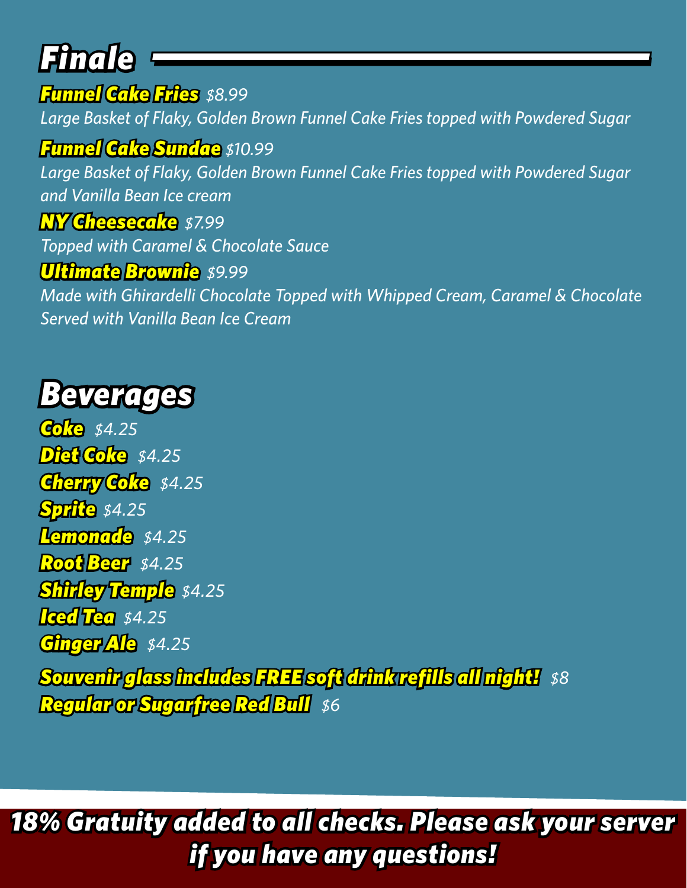## Finale

**Funnel Cake Fries** *$8.99*
*Large Basket of Flaky, Golden Brown Funnel Cake Fries topped with Powdered Sugar*

**Funnel Cake Sundae** *$10.99*
*Large Basket of Flaky, Golden Brown Funnel Cake Fries topped with Powdered Sugar and Vanilla Bean Ice cream*

**NY Cheesecake** *$7.99*
*Topped with Caramel & Chocolate Sauce*

**Ultimate Brownie** *$9.99*
*Made with Ghirardelli Chocolate Topped with Whipped Cream, Caramel & Chocolate Served with Vanilla Bean Ice Cream*

## Beverages

**Coke** *$4.25*
**Diet Coke** *$4.25*
**Cherry Coke** *$4.25*
**Sprite** *$4.25*
**Lemonade** *$4.25*
**Root Beer** *$4.25*
**Shirley Temple** *$4.25*
**Iced Tea** *$4.25*
**Ginger Ale** *$4.25*

**Souvenir glass includes FREE soft drink refills all night!** *$8*
**Regular or Sugarfree Red Bull** *$6*

**18% Gratuity added to all checks. Please ask your server if you have any questions!**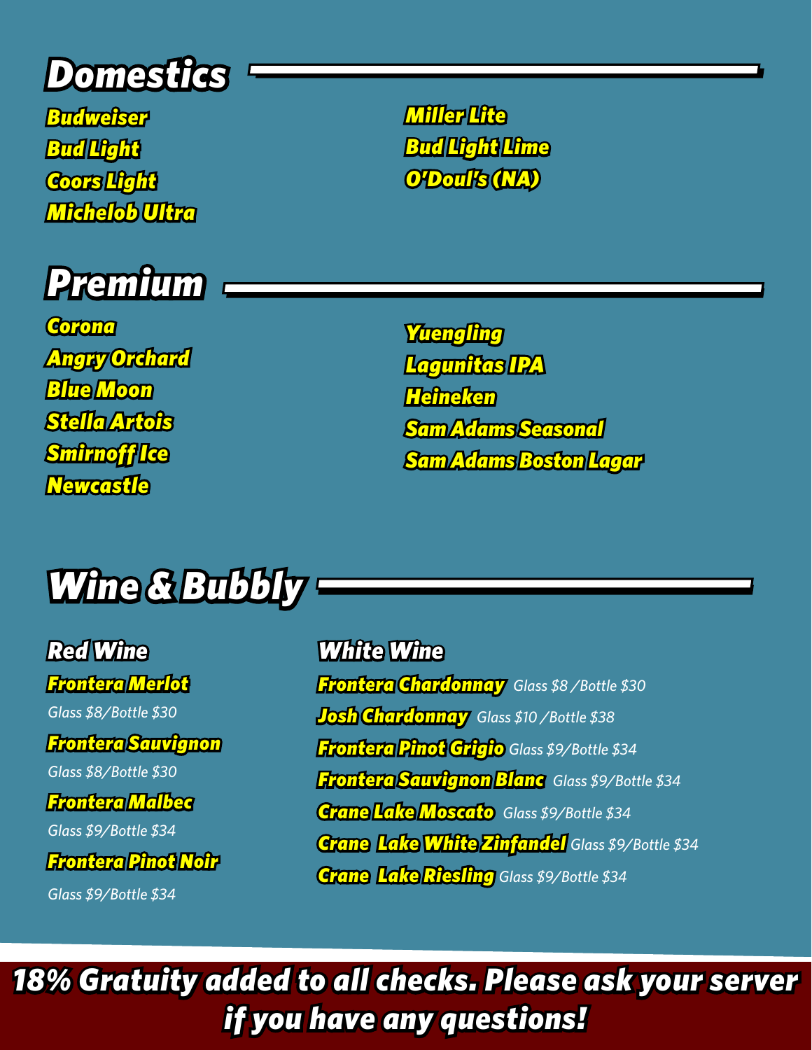## Domestics

- Budweiser
- Bud Light
- Coors Light
- Michelob Ultra
- Miller Lite
- Bud Light Lime
- O'Doul's (NA)

## Premium

- Corona
- Angry Orchard
- Blue Moon
- Stella Artois
- Smirnoff Ice
- Newcastle
- Yuengling
- Lagunitas IPA
- Heineken
- Sam Adams Seasonal
- Sam Adams Boston Lagar

## Wine & Bubbly

### Red Wine

**Frontera Merlot**
Glass $8/Bottle $30

**Frontera Sauvignon**
Glass $8/Bottle $30

**Frontera Malbec**
Glass $9/Bottle $34

**Frontera Pinot Noir**
Glass $9/Bottle $34

### White Wine

**Frontera Chardonnay** Glass $8 /Bottle $30

**Josh Chardonnay** Glass $10 /Bottle $38

**Frontera Pinot Grigio** Glass $9/Bottle $34

**Frontera Sauvignon Blanc** Glass $9/Bottle $34

**Crane Lake Moscato** Glass $9/Bottle $34

**Crane Lake White Zinfandel** Glass $9/Bottle $34

**Crane Lake Riesling** Glass $9/Bottle $34

**18% Gratuity added to all checks. Please ask your server if you have any questions!**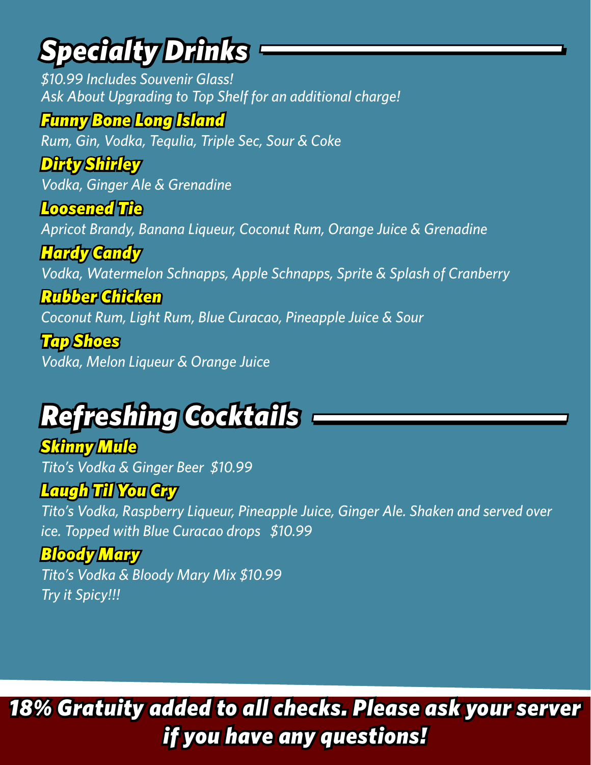# Specialty Drinks

*$10.99 Includes Souvenir Glass!*
*Ask About Upgrading to Top Shelf for an additional charge!*

### Funny Bone Long Island
*Rum, Gin, Vodka, Tequlia, Triple Sec, Sour & Coke*

### Dirty Shirley
*Vodka, Ginger Ale & Grenadine*

### Loosened Tie
*Apricot Brandy, Banana Liqueur, Coconut Rum, Orange Juice & Grenadine*

### Hardy Candy
*Vodka, Watermelon Schnapps, Apple Schnapps, Sprite & Splash of Cranberry*

### Rubber Chicken
*Coconut Rum, Light Rum, Blue Curacao, Pineapple Juice & Sour*

### Tap Shoes
*Vodka, Melon Liqueur & Orange Juice*

# Refreshing Cocktails

### Skinny Mule
*Tito's Vodka & Ginger Beer $10.99*

### Laugh Til You Cry
*Tito's Vodka, Raspberry Liqueur, Pineapple Juice, Ginger Ale. Shaken and served over ice. Topped with Blue Curacao drops $10.99*

### Bloody Mary
*Tito's Vodka & Bloody Mary Mix $10.99*
*Try it Spicy!!!*

***18% Gratuity added to all checks. Please ask your server if you have any questions!***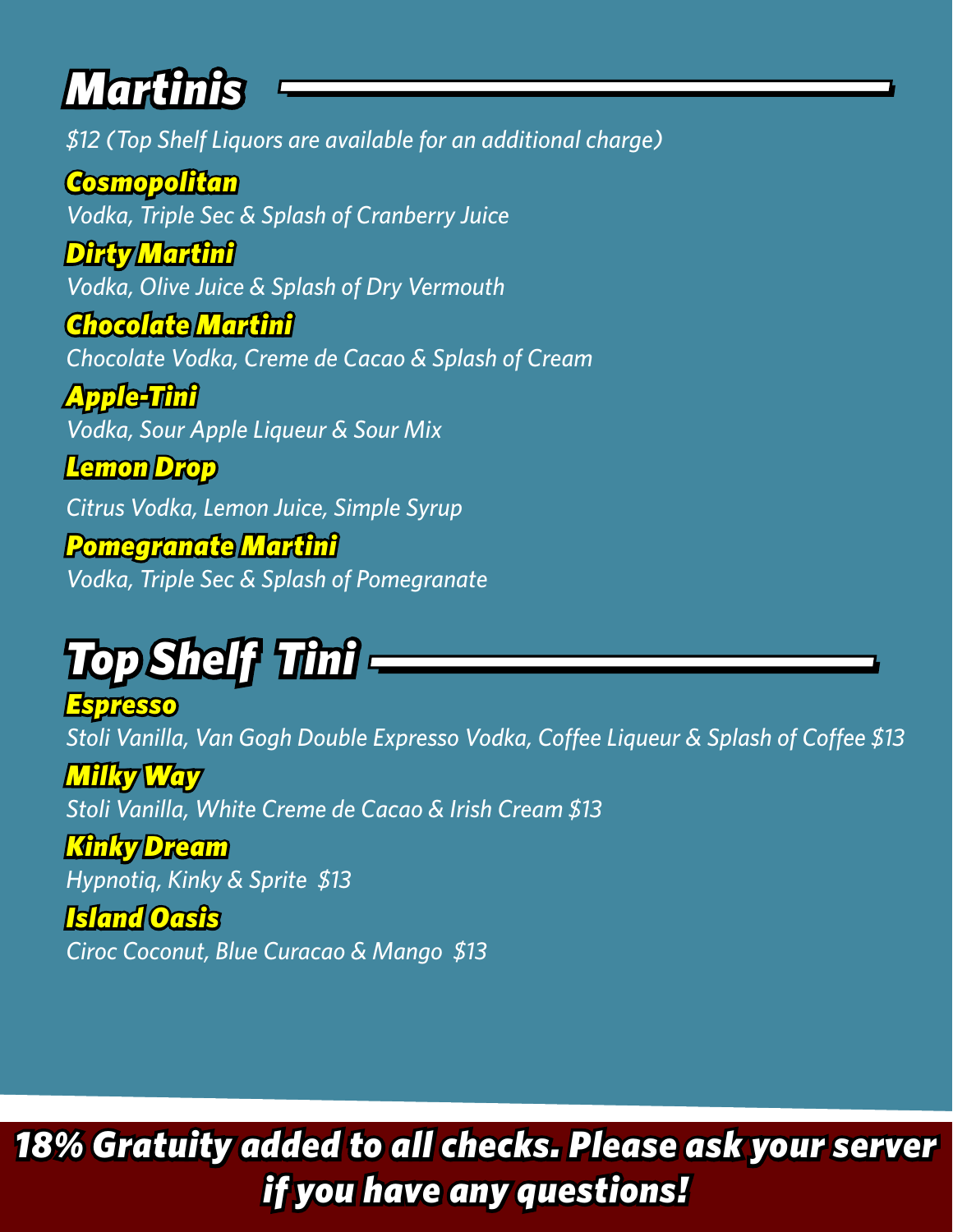## Martinis

*$12 (Top Shelf Liquors are available for an additional charge)*

### Cosmopolitan
*Vodka, Triple Sec & Splash of Cranberry Juice*

### Dirty Martini
*Vodka, Olive Juice & Splash of Dry Vermouth*

### Chocolate Martini
*Chocolate Vodka, Creme de Cacao & Splash of Cream*

### Apple-Tini
*Vodka, Sour Apple Liqueur & Sour Mix*

### Lemon Drop
*Citrus Vodka, Lemon Juice, Simple Syrup*

### Pomegranate Martini
*Vodka, Triple Sec & Splash of Pomegranate*

## Top Shelf Tini

### Espresso
*Stoli Vanilla, Van Gogh Double Expresso Vodka, Coffee Liqueur & Splash of Coffee $13*

### Milky Way
*Stoli Vanilla, White Creme de Cacao & Irish Cream $13*

### Kinky Dream
*Hypnotiq, Kinky & Sprite $13*

### Island Oasis
*Ciroc Coconut, Blue Curacao & Mango $13*

**18% Gratuity added to all checks. Please ask your server if you have any questions!**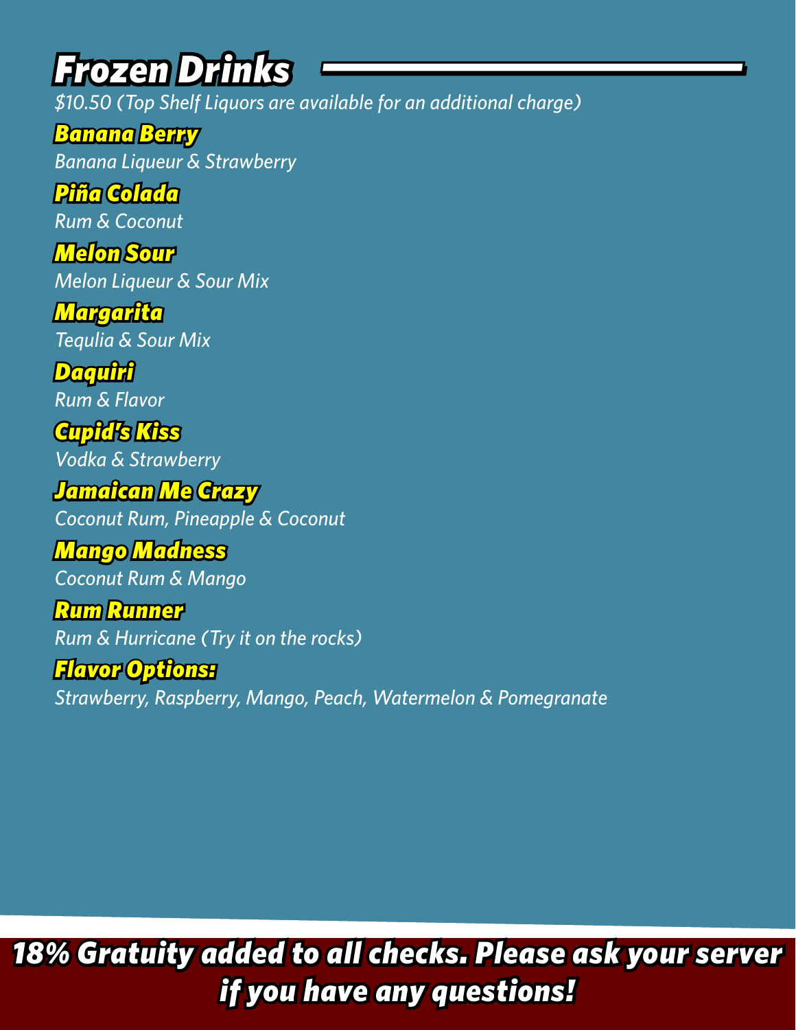## Frozen Drinks

*$10.50 (Top Shelf Liquors are available for an additional charge)*

***Banana Berry***
*Banana Liqueur & Strawberry*

***Piña Colada***
*Rum & Coconut*

***Melon Sour***
*Melon Liqueur & Sour Mix*

***Margarita***
*Tequlia & Sour Mix*

***Daquiri***
*Rum & Flavor*

***Cupid's Kiss***
*Vodka & Strawberry*

***Jamaican Me Crazy***
*Coconut Rum, Pineapple & Coconut*

***Mango Madness***
*Coconut Rum & Mango*

***Rum Runner***
*Rum & Hurricane (Try it on the rocks)*

***Flavor Options:***
*Strawberry, Raspberry, Mango, Peach, Watermelon & Pomegranate*

***18% Gratuity added to all checks. Please ask your server if you have any questions!***